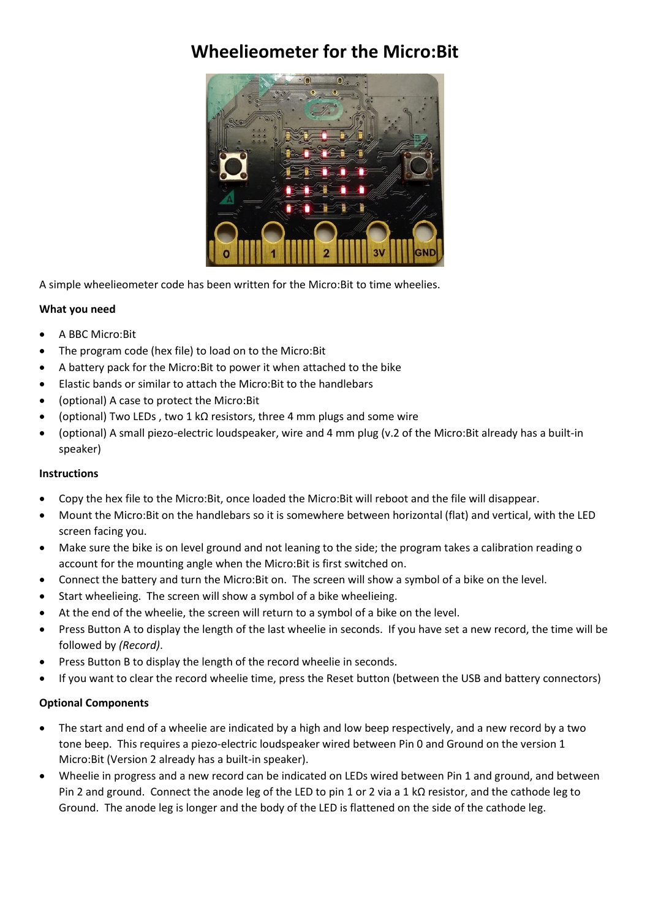# Wheelieometer for the Micro:Bit

A simple wheelieometer code has been written for the Micro:Bit to time wheelies.

**What you need**

- A BBC Micro:Bit
- The program code (hex file) to load on to the Micro:Bit
- A battery pack for the Micro:Bit to power it when attached to the bike
- Elastic bands or similar to attach the Micro:Bit to the handlebars
- (optional) A case to protect the Micro:Bit
- (optional) Two LEDs , two 1 kΩ resistors, three 4 mm plugs and some wire
- (optional) A small piezo-electric loudspeaker, wire and 4 mm plug (v.2 of the Micro:Bit already has a built-in speaker)

**Instructions**

- Copy the hex file to the Micro:Bit, once loaded the Micro:Bit will reboot and the file will disappear.
- Mount the Micro:Bit on the handlebars so it is somewhere between horizontal (flat) and vertical, with the LED screen facing you.
- Make sure the bike is on level ground and not leaning to the side; the program takes a calibration reading o account for the mounting angle when the Micro:Bit is first switched on.
- Connect the battery and turn the Micro:Bit on. The screen will show a symbol of a bike on the level.
- Start wheelieing. The screen will show a symbol of a bike wheelieing.
- At the end of the wheelie, the screen will return to a symbol of a bike on the level.
- Press Button A to display the length of the last wheelie in seconds. If you have set a new record, the time will be followed by *(Record)*.
- Press Button B to display the length of the record wheelie in seconds.
- If you want to clear the record wheelie time, press the Reset button (between the USB and battery connectors)

**Optional Components**

- The start and end of a wheelie are indicated by a high and low beep respectively, and a new record by a two tone beep. This requires a piezo-electric loudspeaker wired between Pin 0 and Ground on the version 1 Micro:Bit (Version 2 already has a built-in speaker).
- Wheelie in progress and a new record can be indicated on LEDs wired between Pin 1 and ground, and between Pin 2 and ground. Connect the anode leg of the LED to pin 1 or 2 via a 1 kΩ resistor, and the cathode leg to Ground. The anode leg is longer and the body of the LED is flattened on the side of the cathode leg.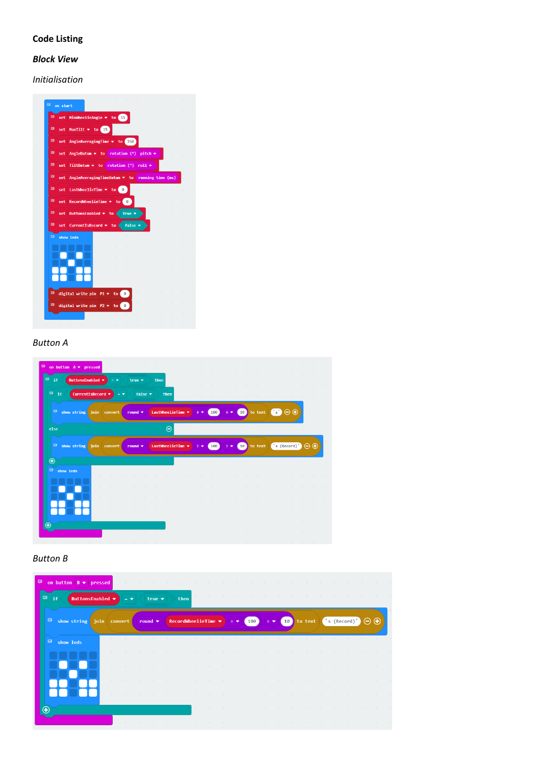**Code Listing**

***Block View***

*Initialisation*

```
on start
    set MinWheelieAngle to 15
    set MaxTilt to 15
    set AngleAveragingTime to 250
    set AngleDatum to rotation (°) pitch
    set TiltDatum to rotation (°) roll
    set AngleAveragingTimeDatum to running time (ms)
    set LastWheelieTime to 0
    set RecordWheelieTime to 0
    set ButtonsEnabled to true
    set CurrentIsRecord to false
    show leds
    digital write pin P1 to 0
    digital write pin P2 to 0
```

*Button A*

```
on button A pressed
    if ButtonsEnabled = true then
        if CurrentIsRecord = false then
            show string join convert round LastWheelieTime ÷ 100 ÷ 10 to text 's'
        else
            show string join convert round LastWheelieTime ÷ 100 ÷ 10 to text 's (Record)'
        show leds
```

*Button B*

```
on button B pressed
    if ButtonsEnabled = true then
        show string join convert round RecordWheelieTime ÷ 100 ÷ 10 to text 's (Record)'
        show leds
```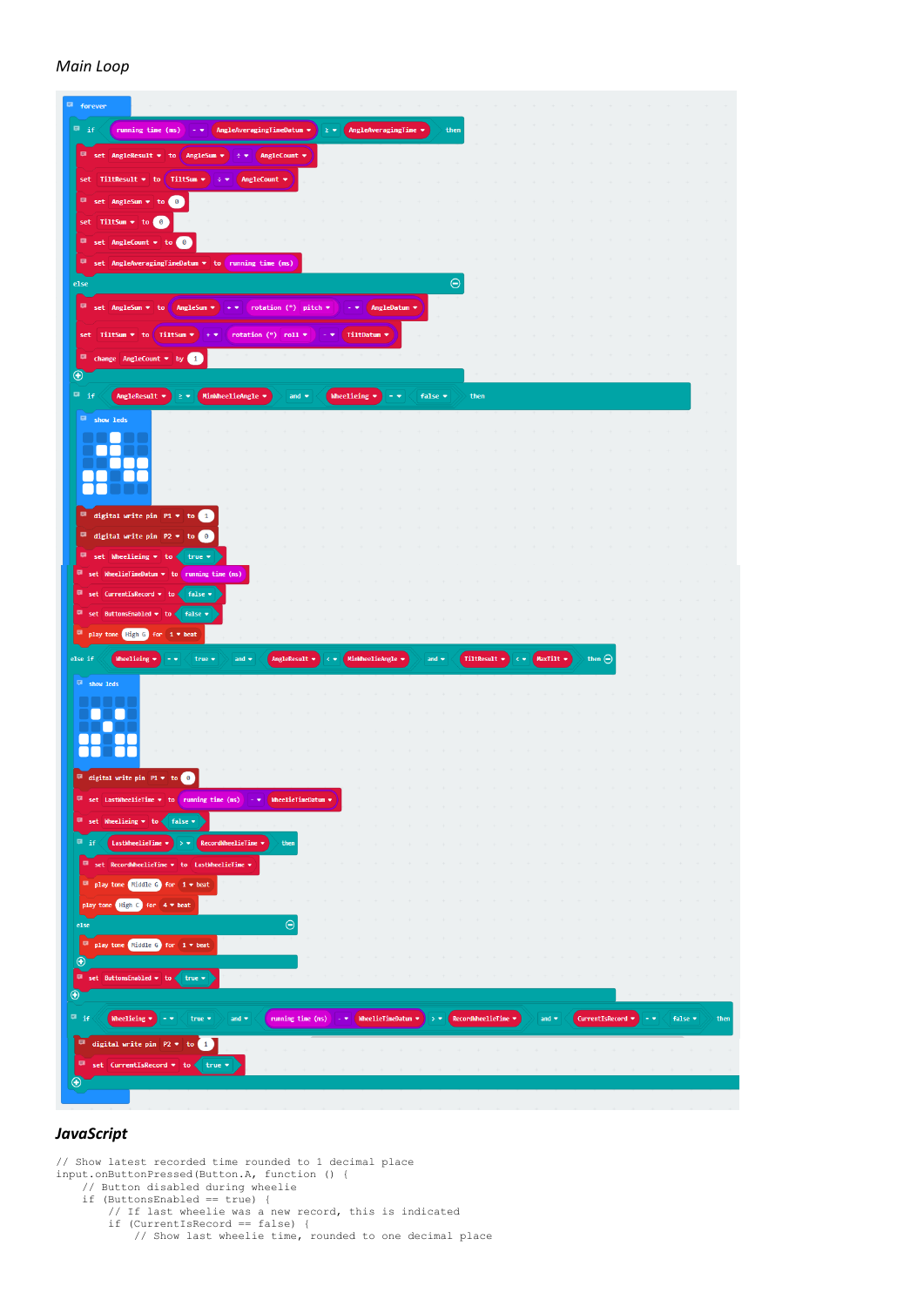*Main Loop*

```
forever
  if  running time (ms) - AngleAveragingTimeDatum ≥ AngleAveragingTime  then
    set AngleResult to AngleSum ÷ AngleCount
    set TiltResult to TiltSum ÷ AngleCount
    set AngleSum to 0
    set TiltSum to 0
    set AngleCount to 0
    set AngleAveragingTimeDatum to running time (ms)
  else
    set AngleSum to AngleSum + rotation (°) pitch - AngleDatum
    set TiltSum to TiltSum + rotation (°) roll - TiltDatum
    change AngleCount by 1
  if  AngleResult ≥ MinWheelieAngle and Wheelieing = false  then
    show leds
    digital write pin P1 to 1
    digital write pin P2 to 0
    set Wheelieing to true
    set WheelieTimeDatum to running time (ms)
    set CurrentIsRecord to false
    set ButtonsEnabled to false
    play tone High G for 1 beat
  else if  Wheelieing = true and AngleResult < MinWheelieAngle and TiltResult < MaxTilt  then
    show leds
    digital write pin P1 to 0
    set LastWheelieTime to running time (ms) - WheelieTimeDatum
    set Wheelieing to false
    if  LastWheelieTime > RecordWheelieTime  then
      set RecordWheelieTime to LastWheelieTime
      play tone Middle G for 1 beat
      play tone High C for 4 beat
    else
      play tone Middle G for 1 beat
    set ButtonsEnabled to true
  if  Wheelieing = true and running time (ms) - WheelieTimeDatum > RecordWheelieTime and CurrentIsRecord = false  then
    digital write pin P2 to 1
    set CurrentIsRecord to true
```

## ***JavaScript***

```
// Show latest recorded time rounded to 1 decimal place
input.onButtonPressed(Button.A, function () {
    // Button disabled during wheelie
    if (ButtonsEnabled == true) {
        // If last wheelie was a new record, this is indicated
        if (CurrentIsRecord == false) {
            // Show last wheelie time, rounded to one decimal place
```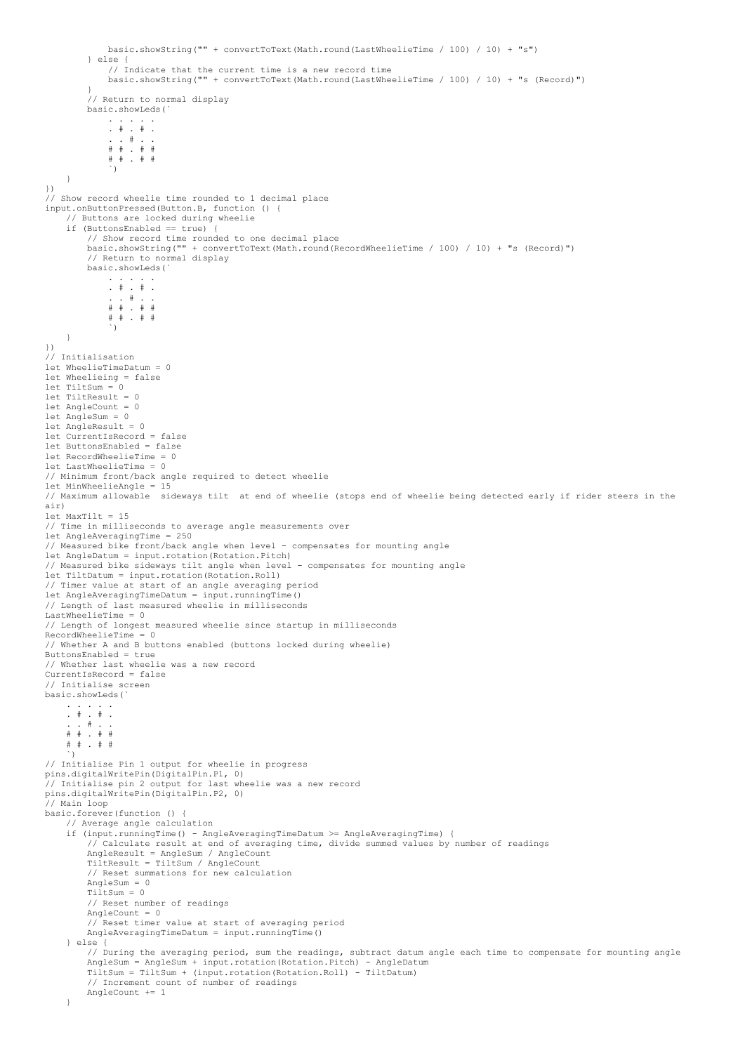```
            basic.showString("" + convertToText(Math.round(LastWheelieTime / 100) / 10) + "s")
        } else {
            // Indicate that the current time is a new record time
            basic.showString("" + convertToText(Math.round(LastWheelieTime / 100) / 10) + "s (Record)")
        }
        // Return to normal display
        basic.showLeds(`
            . . . . .
            . # . # .
            . . # . .
            # # . # #
            # # . # #
            `)
    }
})
// Show record wheelie time rounded to 1 decimal place
input.onButtonPressed(Button.B, function () {
    // Buttons are locked during wheelie
    if (ButtonsEnabled == true) {
        // Show record time rounded to one decimal place
        basic.showString("" + convertToText(Math.round(RecordWheelieTime / 100) / 10) + "s (Record)")
        // Return to normal display
        basic.showLeds(`
            . . . . .
            . # . # .
            . . # . .
            # # . # #
            # # . # #
            `)
    }
})
// Initialisation
let WheelieTimeDatum = 0
let Wheelieing = false
let TiltSum = 0
let TiltResult = 0
let AngleCount = 0
let AngleSum = 0
let AngleResult = 0
let CurrentIsRecord = false
let ButtonsEnabled = false
let RecordWheelieTime = 0
let LastWheelieTime = 0
// Minimum front/back angle required to detect wheelie
let MinWheelieAngle = 15
// Maximum allowable  sideways tilt  at end of wheelie (stops end of wheelie being detected early if rider steers in the air)
let MaxTilt = 15
// Time in milliseconds to average angle measurements over
let AngleAveragingTime = 250
// Measured bike front/back angle when level - compensates for mounting angle
let AngleDatum = input.rotation(Rotation.Pitch)
// Measured bike sideways tilt angle when level - compensates for mounting angle
let TiltDatum = input.rotation(Rotation.Roll)
// Timer value at start of an angle averaging period
let AngleAveragingTimeDatum = input.runningTime()
// Length of last measured wheelie in milliseconds
LastWheelieTime = 0
// Length of longest measured wheelie since startup in milliseconds
RecordWheelieTime = 0
// Whether A and B buttons enabled (buttons locked during wheelie)
ButtonsEnabled = true
// Whether last wheelie was a new record
CurrentIsRecord = false
// Initialise screen
basic.showLeds(`
    . . . . .
    . # . # .
    . . # . .
    # # . # #
    # # . # #
    `)
// Initialise Pin 1 output for wheelie in progress
pins.digitalWritePin(DigitalPin.P1, 0)
// Initialise pin 2 output for last wheelie was a new record
pins.digitalWritePin(DigitalPin.P2, 0)
// Main loop
basic.forever(function () {
    // Average angle calculation
    if (input.runningTime() - AngleAveragingTimeDatum >= AngleAveragingTime) {
        // Calculate result at end of averaging time, divide summed values by number of readings
        AngleResult = AngleSum / AngleCount
        TiltResult = TiltSum / AngleCount
        // Reset summations for new calculation
        AngleSum = 0
        TiltSum = 0
        // Reset number of readings
        AngleCount = 0
        // Reset timer value at start of averaging period
        AngleAveragingTimeDatum = input.runningTime()
    } else {
        // During the averaging period, sum the readings, subtract datum angle each time to compensate for mounting angle
        AngleSum = AngleSum + input.rotation(Rotation.Pitch) - AngleDatum
        TiltSum = TiltSum + (input.rotation(Rotation.Roll) - TiltDatum)
        // Increment count of number of readings
        AngleCount += 1
    }
```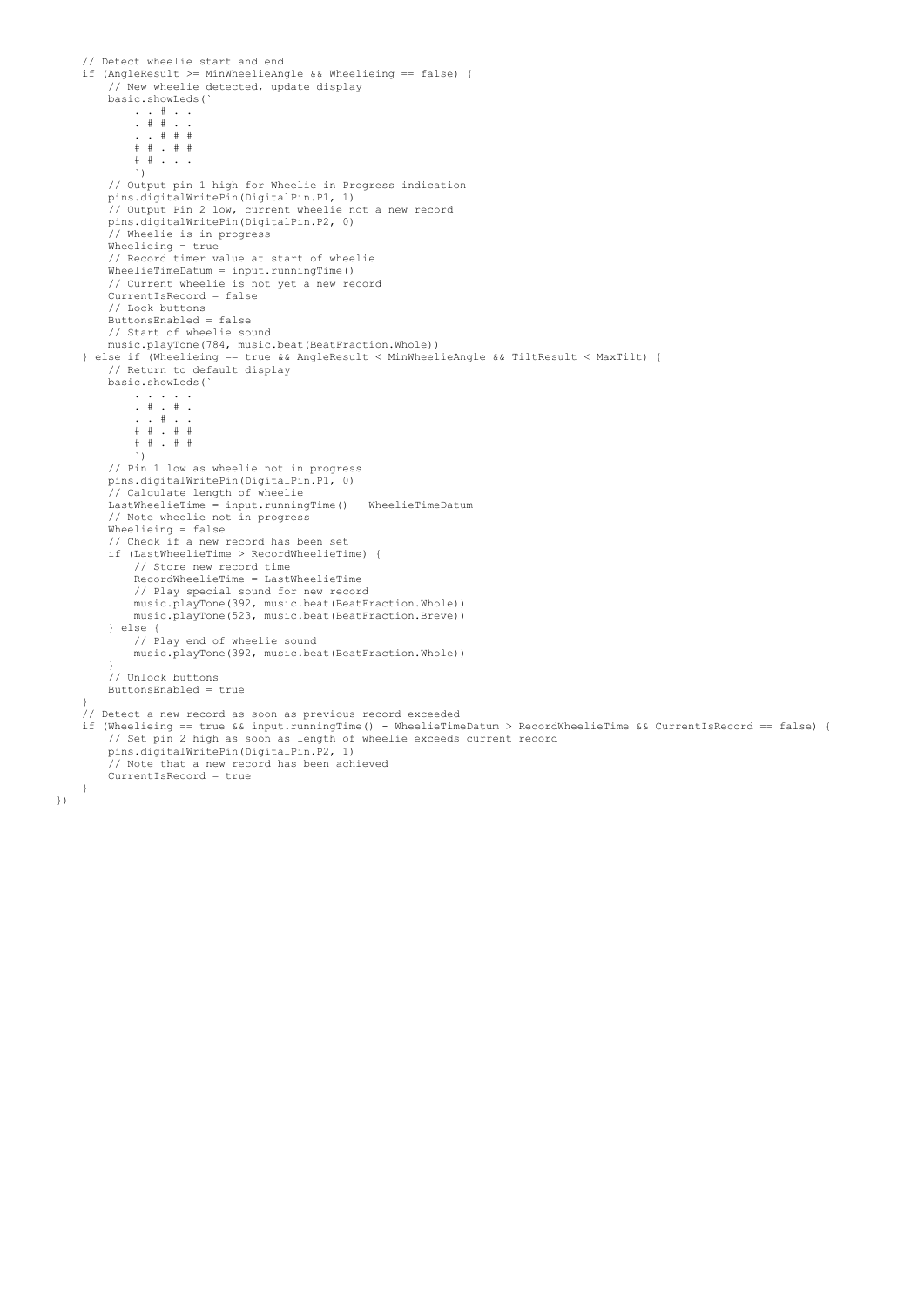```
    // Detect wheelie start and end
    if (AngleResult >= MinWheelieAngle && Wheelieing == false) {
        // New wheelie detected, update display
        basic.showLeds(`
            . . # . .
            . # # . .
            . . # # #
            # # . # #
            # # . . .
            `)
        // Output pin 1 high for Wheelie in Progress indication
        pins.digitalWritePin(DigitalPin.P1, 1)
        // Output Pin 2 low, current wheelie not a new record
        pins.digitalWritePin(DigitalPin.P2, 0)
        // Wheelie is in progress
        Wheelieing = true
        // Record timer value at start of wheelie
        WheelieTimeDatum = input.runningTime()
        // Current wheelie is not yet a new record
        CurrentIsRecord = false
        // Lock buttons
        ButtonsEnabled = false
        // Start of wheelie sound
        music.playTone(784, music.beat(BeatFraction.Whole))
    } else if (Wheelieing == true && AngleResult < MinWheelieAngle && TiltResult < MaxTilt) {
        // Return to default display
        basic.showLeds(`
            . . . . .
            . # . # .
            . . # . .
            # # . # #
            # # . # #
            `)
        // Pin 1 low as wheelie not in progress
        pins.digitalWritePin(DigitalPin.P1, 0)
        // Calculate length of wheelie
        LastWheelieTime = input.runningTime() - WheelieTimeDatum
        // Note wheelie not in progress
        Wheelieing = false
        // Check if a new record has been set
        if (LastWheelieTime > RecordWheelieTime) {
            // Store new record time
            RecordWheelieTime = LastWheelieTime
            // Play special sound for new record
            music.playTone(392, music.beat(BeatFraction.Whole))
            music.playTone(523, music.beat(BeatFraction.Breve))
        } else {
            // Play end of wheelie sound
            music.playTone(392, music.beat(BeatFraction.Whole))
        }
        // Unlock buttons
        ButtonsEnabled = true
    }
    // Detect a new record as soon as previous record exceeded
    if (Wheelieing == true && input.runningTime() - WheelieTimeDatum > RecordWheelieTime && CurrentIsRecord == false) {
        // Set pin 2 high as soon as length of wheelie exceeds current record
        pins.digitalWritePin(DigitalPin.P2, 1)
        // Note that a new record has been achieved
        CurrentIsRecord = true
    }
})
```